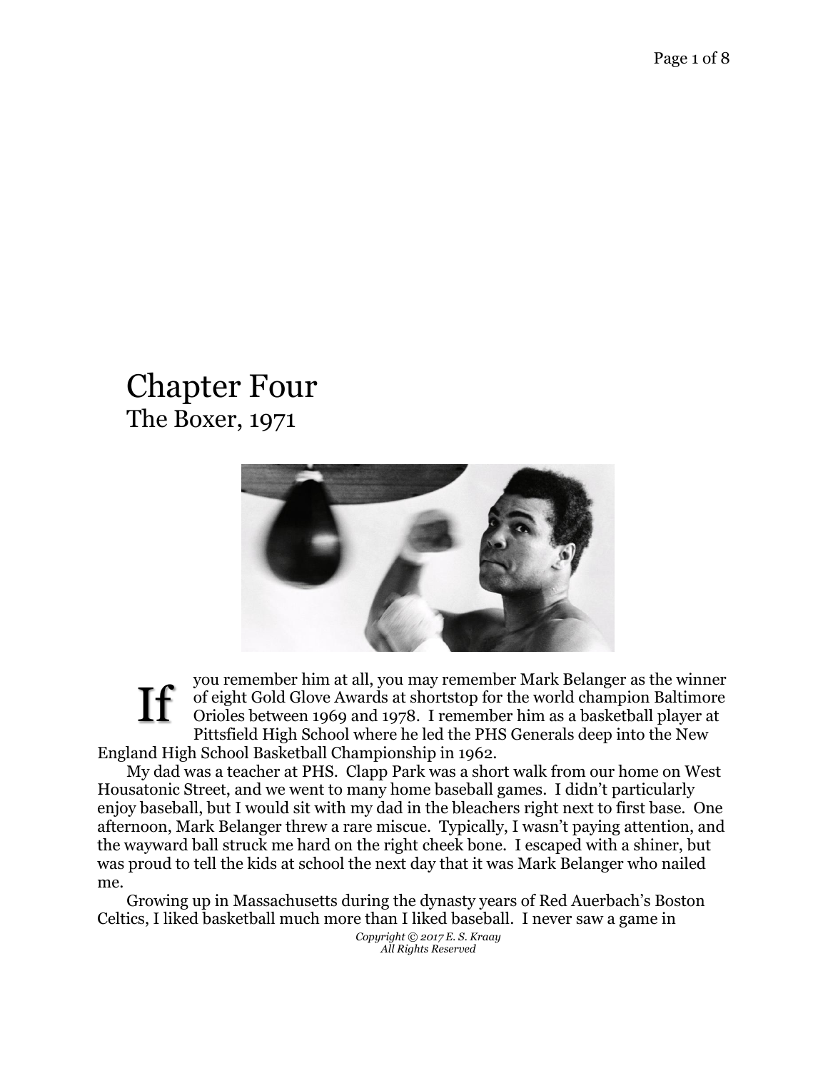# Chapter Four

## The Boxer, 1971

If you remember him at all, you may remember Mark Belanger as the winner of eight Gold Glove Awards at shortstop for the world champion Baltimore Orioles between 1969 and 1978. I remember him as a basketball player at Pittsfield High School where he led the PHS Generals deep into the New England High School Basketball Championship in 1962.

My dad was a teacher at PHS. Clapp Park was a short walk from our home on West Housatonic Street, and we went to many home baseball games. I didn't particularly enjoy baseball, but I would sit with my dad in the bleachers right next to first base. One afternoon, Mark Belanger threw a rare miscue. Typically, I wasn't paying attention, and the wayward ball struck me hard on the right cheek bone. I escaped with a shiner, but was proud to tell the kids at school the next day that it was Mark Belanger who nailed me.

Growing up in Massachusetts during the dynasty years of Red Auerbach's Boston Celtics, I liked basketball much more than I liked baseball. I never saw a game in

*Copyright © 2017 E. S. Kraay*
*All Rights Reserved*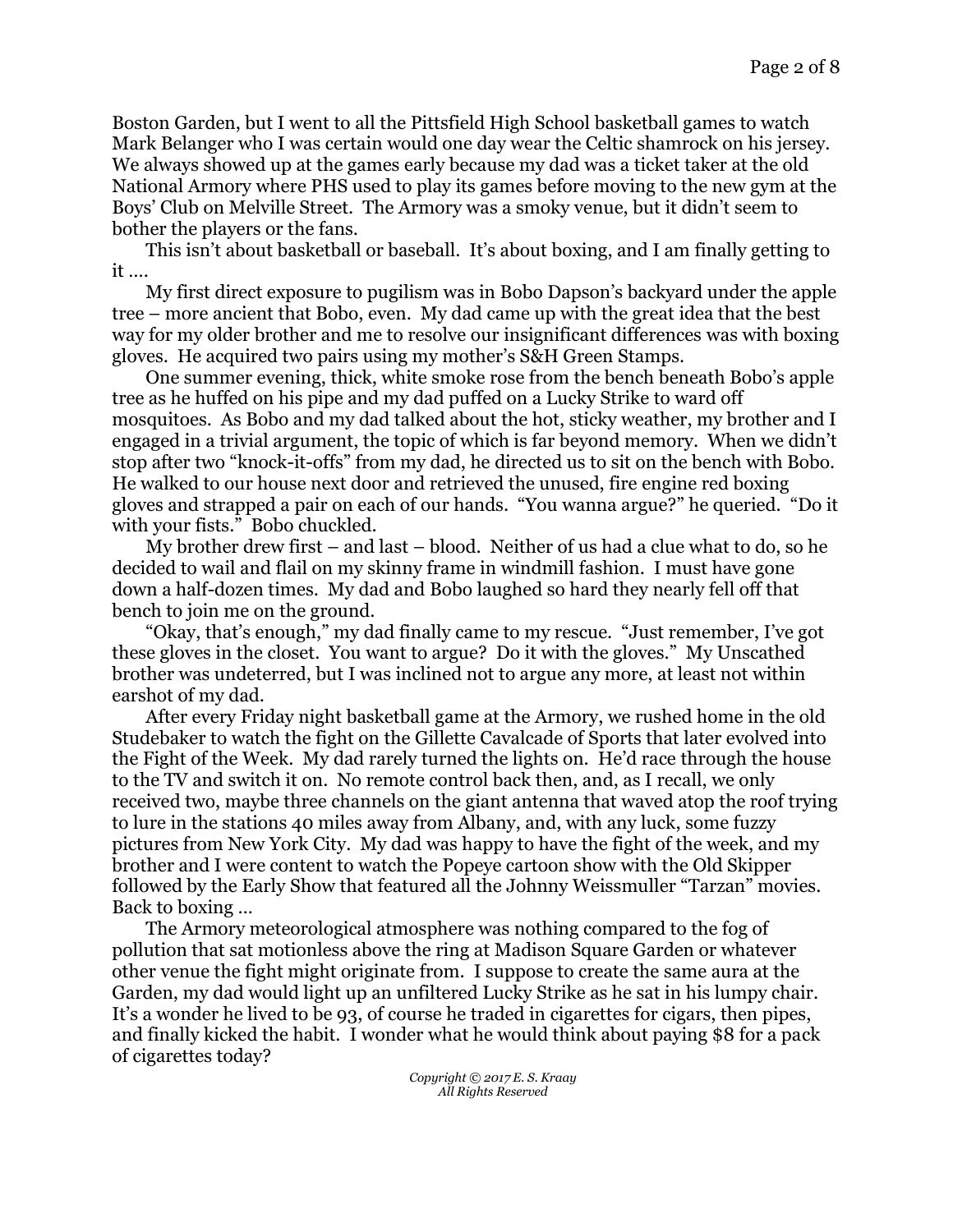Boston Garden, but I went to all the Pittsfield High School basketball games to watch Mark Belanger who I was certain would one day wear the Celtic shamrock on his jersey. We always showed up at the games early because my dad was a ticket taker at the old National Armory where PHS used to play its games before moving to the new gym at the Boys' Club on Melville Street. The Armory was a smoky venue, but it didn't seem to bother the players or the fans.

This isn't about basketball or baseball. It's about boxing, and I am finally getting to it ….

My first direct exposure to pugilism was in Bobo Dapson's backyard under the apple tree – more ancient that Bobo, even. My dad came up with the great idea that the best way for my older brother and me to resolve our insignificant differences was with boxing gloves. He acquired two pairs using my mother's S&H Green Stamps.

One summer evening, thick, white smoke rose from the bench beneath Bobo's apple tree as he huffed on his pipe and my dad puffed on a Lucky Strike to ward off mosquitoes. As Bobo and my dad talked about the hot, sticky weather, my brother and I engaged in a trivial argument, the topic of which is far beyond memory. When we didn't stop after two "knock-it-offs" from my dad, he directed us to sit on the bench with Bobo. He walked to our house next door and retrieved the unused, fire engine red boxing gloves and strapped a pair on each of our hands. "You wanna argue?" he queried. "Do it with your fists." Bobo chuckled.

My brother drew first – and last – blood. Neither of us had a clue what to do, so he decided to wail and flail on my skinny frame in windmill fashion. I must have gone down a half-dozen times. My dad and Bobo laughed so hard they nearly fell off that bench to join me on the ground.

"Okay, that's enough," my dad finally came to my rescue. "Just remember, I've got these gloves in the closet. You want to argue? Do it with the gloves." My Unscathed brother was undeterred, but I was inclined not to argue any more, at least not within earshot of my dad.

After every Friday night basketball game at the Armory, we rushed home in the old Studebaker to watch the fight on the Gillette Cavalcade of Sports that later evolved into the Fight of the Week. My dad rarely turned the lights on. He'd race through the house to the TV and switch it on. No remote control back then, and, as I recall, we only received two, maybe three channels on the giant antenna that waved atop the roof trying to lure in the stations 40 miles away from Albany, and, with any luck, some fuzzy pictures from New York City. My dad was happy to have the fight of the week, and my brother and I were content to watch the Popeye cartoon show with the Old Skipper followed by the Early Show that featured all the Johnny Weissmuller "Tarzan" movies. Back to boxing …

The Armory meteorological atmosphere was nothing compared to the fog of pollution that sat motionless above the ring at Madison Square Garden or whatever other venue the fight might originate from. I suppose to create the same aura at the Garden, my dad would light up an unfiltered Lucky Strike as he sat in his lumpy chair. It's a wonder he lived to be 93, of course he traded in cigarettes for cigars, then pipes, and finally kicked the habit. I wonder what he would think about paying $8 for a pack of cigarettes today?

*Copyright © 2017 E. S. Kraay*
*All Rights Reserved*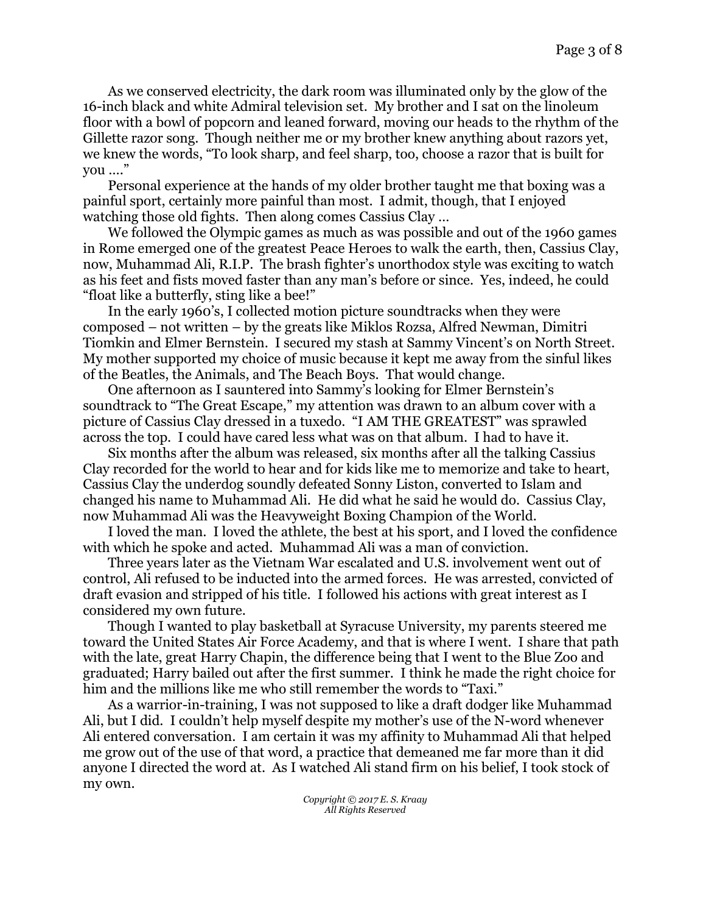As we conserved electricity, the dark room was illuminated only by the glow of the 16-inch black and white Admiral television set. My brother and I sat on the linoleum floor with a bowl of popcorn and leaned forward, moving our heads to the rhythm of the Gillette razor song. Though neither me or my brother knew anything about razors yet, we knew the words, "To look sharp, and feel sharp, too, choose a razor that is built for you …."

Personal experience at the hands of my older brother taught me that boxing was a painful sport, certainly more painful than most. I admit, though, that I enjoyed watching those old fights. Then along comes Cassius Clay …

We followed the Olympic games as much as was possible and out of the 1960 games in Rome emerged one of the greatest Peace Heroes to walk the earth, then, Cassius Clay, now, Muhammad Ali, R.I.P. The brash fighter's unorthodox style was exciting to watch as his feet and fists moved faster than any man's before or since. Yes, indeed, he could "float like a butterfly, sting like a bee!"

In the early 1960's, I collected motion picture soundtracks when they were composed – not written – by the greats like Miklos Rozsa, Alfred Newman, Dimitri Tiomkin and Elmer Bernstein. I secured my stash at Sammy Vincent's on North Street. My mother supported my choice of music because it kept me away from the sinful likes of the Beatles, the Animals, and The Beach Boys. That would change.

One afternoon as I sauntered into Sammy's looking for Elmer Bernstein's soundtrack to "The Great Escape," my attention was drawn to an album cover with a picture of Cassius Clay dressed in a tuxedo. "I AM THE GREATEST" was sprawled across the top. I could have cared less what was on that album. I had to have it.

Six months after the album was released, six months after all the talking Cassius Clay recorded for the world to hear and for kids like me to memorize and take to heart, Cassius Clay the underdog soundly defeated Sonny Liston, converted to Islam and changed his name to Muhammad Ali. He did what he said he would do. Cassius Clay, now Muhammad Ali was the Heavyweight Boxing Champion of the World.

I loved the man. I loved the athlete, the best at his sport, and I loved the confidence with which he spoke and acted. Muhammad Ali was a man of conviction.

Three years later as the Vietnam War escalated and U.S. involvement went out of control, Ali refused to be inducted into the armed forces. He was arrested, convicted of draft evasion and stripped of his title. I followed his actions with great interest as I considered my own future.

Though I wanted to play basketball at Syracuse University, my parents steered me toward the United States Air Force Academy, and that is where I went. I share that path with the late, great Harry Chapin, the difference being that I went to the Blue Zoo and graduated; Harry bailed out after the first summer. I think he made the right choice for him and the millions like me who still remember the words to "Taxi."

As a warrior-in-training, I was not supposed to like a draft dodger like Muhammad Ali, but I did. I couldn't help myself despite my mother's use of the N-word whenever Ali entered conversation. I am certain it was my affinity to Muhammad Ali that helped me grow out of the use of that word, a practice that demeaned me far more than it did anyone I directed the word at. As I watched Ali stand firm on his belief, I took stock of my own.

*Copyright © 2017 E. S. Kraay*
*All Rights Reserved*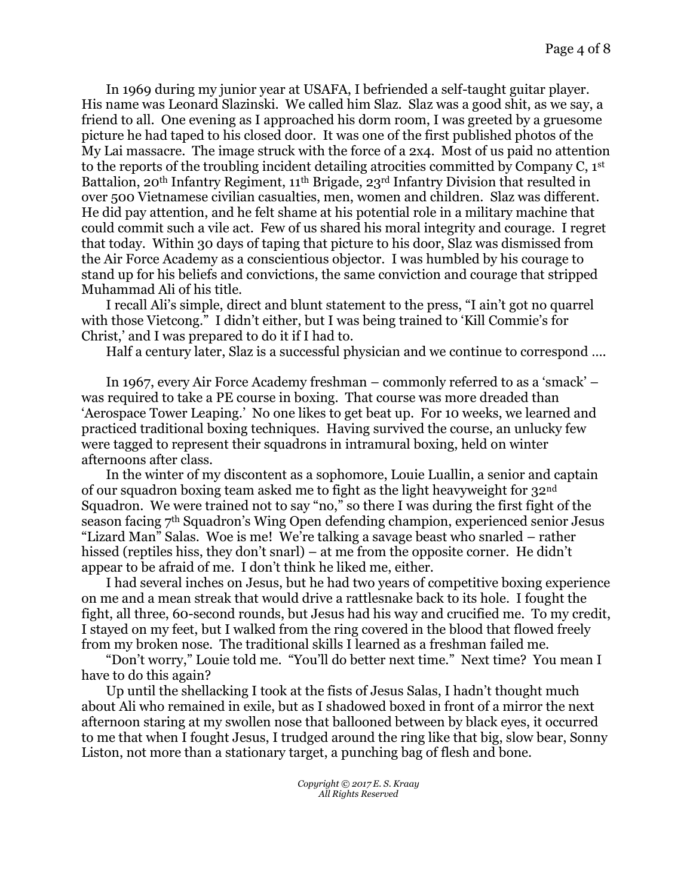In 1969 during my junior year at USAFA, I befriended a self-taught guitar player. His name was Leonard Slazinski. We called him Slaz. Slaz was a good shit, as we say, a friend to all. One evening as I approached his dorm room, I was greeted by a gruesome picture he had taped to his closed door. It was one of the first published photos of the My Lai massacre. The image struck with the force of a 2x4. Most of us paid no attention to the reports of the troubling incident detailing atrocities committed by Company C, 1st Battalion, 20th Infantry Regiment, 11th Brigade, 23rd Infantry Division that resulted in over 500 Vietnamese civilian casualties, men, women and children. Slaz was different. He did pay attention, and he felt shame at his potential role in a military machine that could commit such a vile act. Few of us shared his moral integrity and courage. I regret that today. Within 30 days of taping that picture to his door, Slaz was dismissed from the Air Force Academy as a conscientious objector. I was humbled by his courage to stand up for his beliefs and convictions, the same conviction and courage that stripped Muhammad Ali of his title.

I recall Ali's simple, direct and blunt statement to the press, "I ain't got no quarrel with those Vietcong." I didn't either, but I was being trained to 'Kill Commie's for Christ,' and I was prepared to do it if I had to.

Half a century later, Slaz is a successful physician and we continue to correspond ....

In 1967, every Air Force Academy freshman – commonly referred to as a 'smack' – was required to take a PE course in boxing. That course was more dreaded than 'Aerospace Tower Leaping.' No one likes to get beat up. For 10 weeks, we learned and practiced traditional boxing techniques. Having survived the course, an unlucky few were tagged to represent their squadrons in intramural boxing, held on winter afternoons after class.

In the winter of my discontent as a sophomore, Louie Luallin, a senior and captain of our squadron boxing team asked me to fight as the light heavyweight for 32nd Squadron. We were trained not to say "no," so there I was during the first fight of the season facing 7th Squadron's Wing Open defending champion, experienced senior Jesus "Lizard Man" Salas. Woe is me! We're talking a savage beast who snarled – rather hissed (reptiles hiss, they don't snarl) – at me from the opposite corner. He didn't appear to be afraid of me. I don't think he liked me, either.

I had several inches on Jesus, but he had two years of competitive boxing experience on me and a mean streak that would drive a rattlesnake back to its hole. I fought the fight, all three, 60-second rounds, but Jesus had his way and crucified me. To my credit, I stayed on my feet, but I walked from the ring covered in the blood that flowed freely from my broken nose. The traditional skills I learned as a freshman failed me.

"Don't worry," Louie told me. "You'll do better next time." Next time? You mean I have to do this again?

Up until the shellacking I took at the fists of Jesus Salas, I hadn't thought much about Ali who remained in exile, but as I shadowed boxed in front of a mirror the next afternoon staring at my swollen nose that ballooned between by black eyes, it occurred to me that when I fought Jesus, I trudged around the ring like that big, slow bear, Sonny Liston, not more than a stationary target, a punching bag of flesh and bone.

*Copyright © 2017 E. S. Kraay*
*All Rights Reserved*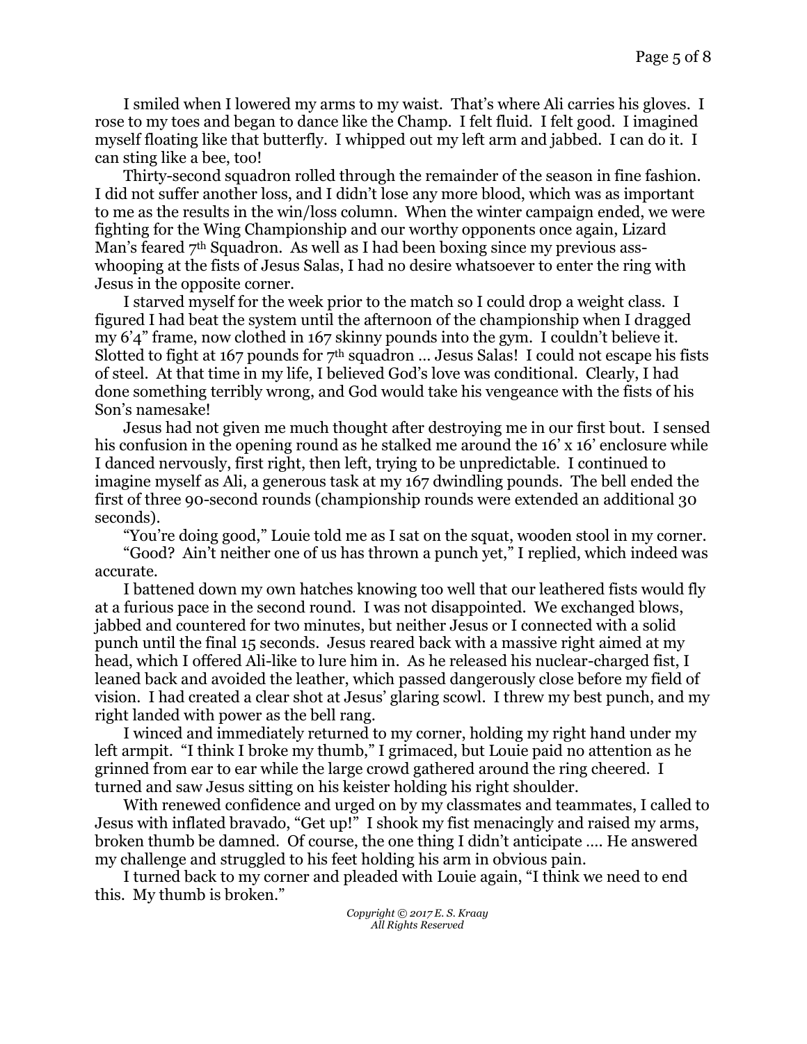I smiled when I lowered my arms to my waist. That's where Ali carries his gloves. I rose to my toes and began to dance like the Champ. I felt fluid. I felt good. I imagined myself floating like that butterfly. I whipped out my left arm and jabbed. I can do it. I can sting like a bee, too!

Thirty-second squadron rolled through the remainder of the season in fine fashion. I did not suffer another loss, and I didn't lose any more blood, which was as important to me as the results in the win/loss column. When the winter campaign ended, we were fighting for the Wing Championship and our worthy opponents once again, Lizard Man's feared 7th Squadron. As well as I had been boxing since my previous ass-whooping at the fists of Jesus Salas, I had no desire whatsoever to enter the ring with Jesus in the opposite corner.

I starved myself for the week prior to the match so I could drop a weight class. I figured I had beat the system until the afternoon of the championship when I dragged my 6'4" frame, now clothed in 167 skinny pounds into the gym. I couldn't believe it. Slotted to fight at 167 pounds for 7th squadron … Jesus Salas! I could not escape his fists of steel. At that time in my life, I believed God's love was conditional. Clearly, I had done something terribly wrong, and God would take his vengeance with the fists of his Son's namesake!

Jesus had not given me much thought after destroying me in our first bout. I sensed his confusion in the opening round as he stalked me around the 16' x 16' enclosure while I danced nervously, first right, then left, trying to be unpredictable. I continued to imagine myself as Ali, a generous task at my 167 dwindling pounds. The bell ended the first of three 90-second rounds (championship rounds were extended an additional 30 seconds).

"You're doing good," Louie told me as I sat on the squat, wooden stool in my corner.

"Good? Ain't neither one of us has thrown a punch yet," I replied, which indeed was accurate.

I battened down my own hatches knowing too well that our leathered fists would fly at a furious pace in the second round. I was not disappointed. We exchanged blows, jabbed and countered for two minutes, but neither Jesus or I connected with a solid punch until the final 15 seconds. Jesus reared back with a massive right aimed at my head, which I offered Ali-like to lure him in. As he released his nuclear-charged fist, I leaned back and avoided the leather, which passed dangerously close before my field of vision. I had created a clear shot at Jesus' glaring scowl. I threw my best punch, and my right landed with power as the bell rang.

I winced and immediately returned to my corner, holding my right hand under my left armpit. "I think I broke my thumb," I grimaced, but Louie paid no attention as he grinned from ear to ear while the large crowd gathered around the ring cheered. I turned and saw Jesus sitting on his keister holding his right shoulder.

With renewed confidence and urged on by my classmates and teammates, I called to Jesus with inflated bravado, "Get up!" I shook my fist menacingly and raised my arms, broken thumb be damned. Of course, the one thing I didn't anticipate …. He answered my challenge and struggled to his feet holding his arm in obvious pain.

I turned back to my corner and pleaded with Louie again, "I think we need to end this. My thumb is broken."

*Copyright © 2017 E. S. Kraay*
*All Rights Reserved*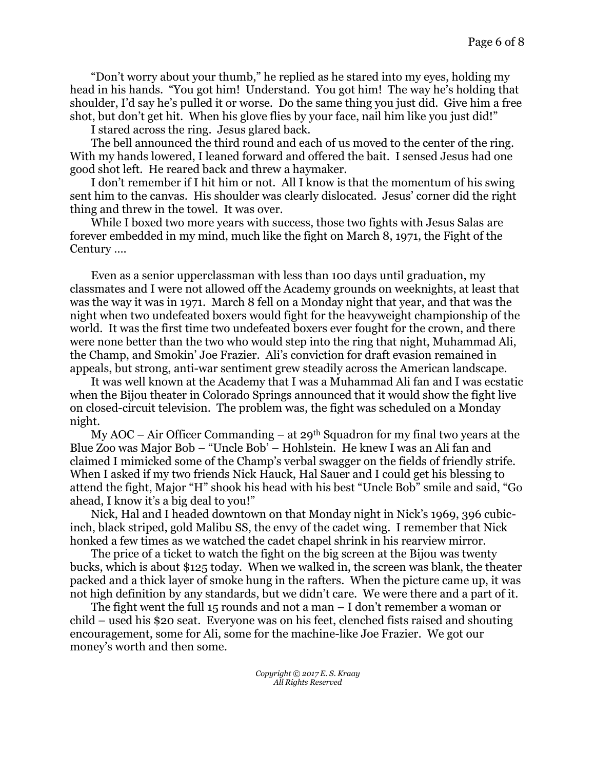"Don't worry about your thumb," he replied as he stared into my eyes, holding my head in his hands. "You got him! Understand. You got him! The way he's holding that shoulder, I'd say he's pulled it or worse. Do the same thing you just did. Give him a free shot, but don't get hit. When his glove flies by your face, nail him like you just did!"

I stared across the ring. Jesus glared back.

The bell announced the third round and each of us moved to the center of the ring. With my hands lowered, I leaned forward and offered the bait. I sensed Jesus had one good shot left. He reared back and threw a haymaker.

I don't remember if I hit him or not. All I know is that the momentum of his swing sent him to the canvas. His shoulder was clearly dislocated. Jesus' corner did the right thing and threw in the towel. It was over.

While I boxed two more years with success, those two fights with Jesus Salas are forever embedded in my mind, much like the fight on March 8, 1971, the Fight of the Century ….

Even as a senior upperclassman with less than 100 days until graduation, my classmates and I were not allowed off the Academy grounds on weeknights, at least that was the way it was in 1971. March 8 fell on a Monday night that year, and that was the night when two undefeated boxers would fight for the heavyweight championship of the world. It was the first time two undefeated boxers ever fought for the crown, and there were none better than the two who would step into the ring that night, Muhammad Ali, the Champ, and Smokin' Joe Frazier. Ali's conviction for draft evasion remained in appeals, but strong, anti-war sentiment grew steadily across the American landscape.

It was well known at the Academy that I was a Muhammad Ali fan and I was ecstatic when the Bijou theater in Colorado Springs announced that it would show the fight live on closed-circuit television. The problem was, the fight was scheduled on a Monday night.

My AOC – Air Officer Commanding – at 29th Squadron for my final two years at the Blue Zoo was Major Bob – "Uncle Bob' – Hohlstein. He knew I was an Ali fan and claimed I mimicked some of the Champ's verbal swagger on the fields of friendly strife. When I asked if my two friends Nick Hauck, Hal Sauer and I could get his blessing to attend the fight, Major "H" shook his head with his best "Uncle Bob" smile and said, "Go ahead, I know it's a big deal to you!"

Nick, Hal and I headed downtown on that Monday night in Nick's 1969, 396 cubic-inch, black striped, gold Malibu SS, the envy of the cadet wing. I remember that Nick honked a few times as we watched the cadet chapel shrink in his rearview mirror.

The price of a ticket to watch the fight on the big screen at the Bijou was twenty bucks, which is about $125 today. When we walked in, the screen was blank, the theater packed and a thick layer of smoke hung in the rafters. When the picture came up, it was not high definition by any standards, but we didn't care. We were there and a part of it.

The fight went the full 15 rounds and not a man – I don't remember a woman or child – used his $20 seat. Everyone was on his feet, clenched fists raised and shouting encouragement, some for Ali, some for the machine-like Joe Frazier. We got our money's worth and then some.

*Copyright © 2017 E. S. Kraay*
*All Rights Reserved*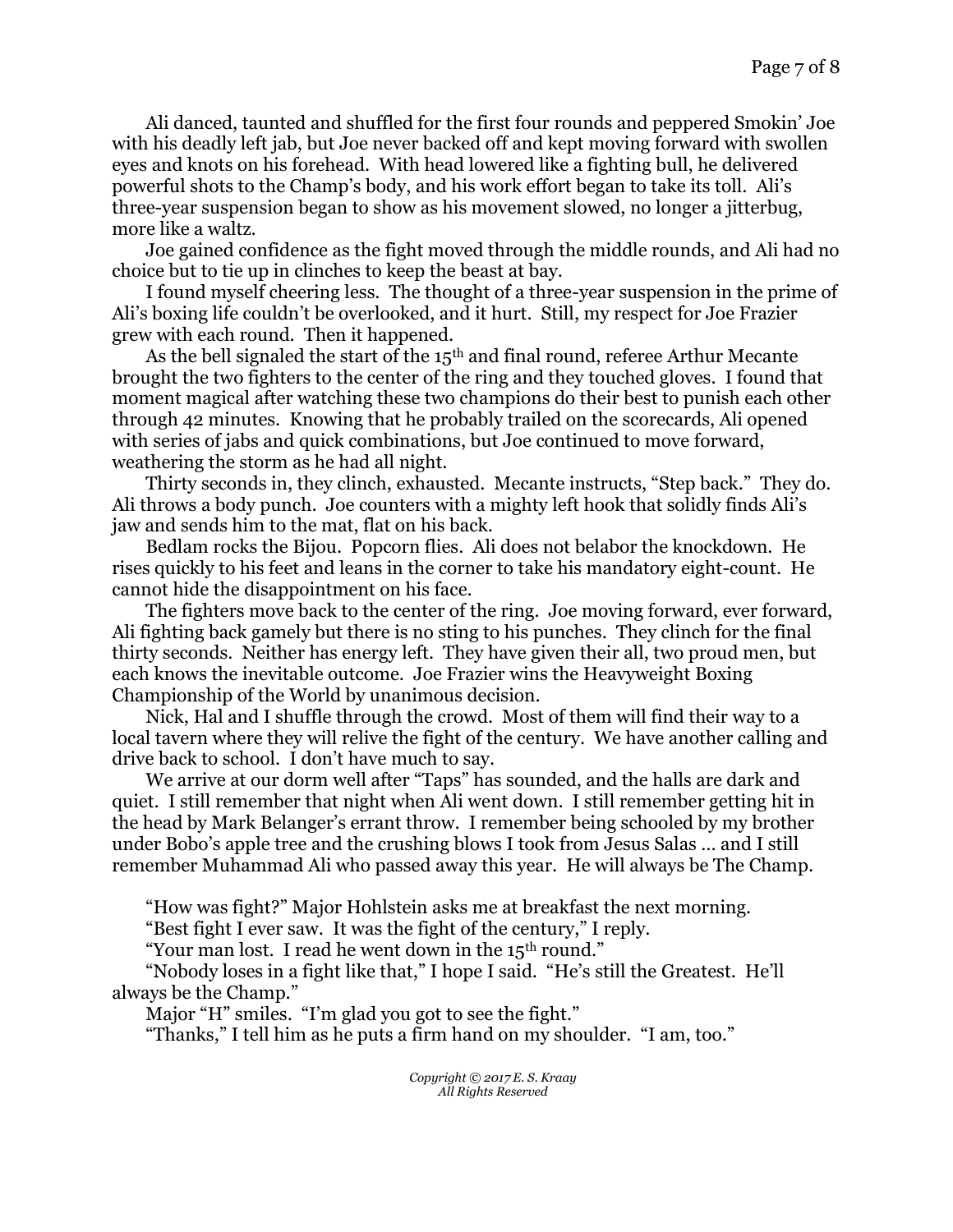Ali danced, taunted and shuffled for the first four rounds and peppered Smokin' Joe with his deadly left jab, but Joe never backed off and kept moving forward with swollen eyes and knots on his forehead. With head lowered like a fighting bull, he delivered powerful shots to the Champ's body, and his work effort began to take its toll. Ali's three-year suspension began to show as his movement slowed, no longer a jitterbug, more like a waltz.

Joe gained confidence as the fight moved through the middle rounds, and Ali had no choice but to tie up in clinches to keep the beast at bay.

I found myself cheering less. The thought of a three-year suspension in the prime of Ali's boxing life couldn't be overlooked, and it hurt. Still, my respect for Joe Frazier grew with each round. Then it happened.

As the bell signaled the start of the 15th and final round, referee Arthur Mecante brought the two fighters to the center of the ring and they touched gloves. I found that moment magical after watching these two champions do their best to punish each other through 42 minutes. Knowing that he probably trailed on the scorecards, Ali opened with series of jabs and quick combinations, but Joe continued to move forward, weathering the storm as he had all night.

Thirty seconds in, they clinch, exhausted. Mecante instructs, "Step back." They do. Ali throws a body punch. Joe counters with a mighty left hook that solidly finds Ali's jaw and sends him to the mat, flat on his back.

Bedlam rocks the Bijou. Popcorn flies. Ali does not belabor the knockdown. He rises quickly to his feet and leans in the corner to take his mandatory eight-count. He cannot hide the disappointment on his face.

The fighters move back to the center of the ring. Joe moving forward, ever forward, Ali fighting back gamely but there is no sting to his punches. They clinch for the final thirty seconds. Neither has energy left. They have given their all, two proud men, but each knows the inevitable outcome. Joe Frazier wins the Heavyweight Boxing Championship of the World by unanimous decision.

Nick, Hal and I shuffle through the crowd. Most of them will find their way to a local tavern where they will relive the fight of the century. We have another calling and drive back to school. I don't have much to say.

We arrive at our dorm well after "Taps" has sounded, and the halls are dark and quiet. I still remember that night when Ali went down. I still remember getting hit in the head by Mark Belanger's errant throw. I remember being schooled by my brother under Bobo's apple tree and the crushing blows I took from Jesus Salas … and I still remember Muhammad Ali who passed away this year. He will always be The Champ.

"How was fight?" Major Hohlstein asks me at breakfast the next morning.

"Best fight I ever saw. It was the fight of the century," I reply.

"Your man lost. I read he went down in the 15th round."

"Nobody loses in a fight like that," I hope I said. "He's still the Greatest. He'll always be the Champ."

Major "H" smiles. "I'm glad you got to see the fight."

"Thanks," I tell him as he puts a firm hand on my shoulder. "I am, too."

*Copyright © 2017 E. S. Kraay*
*All Rights Reserved*